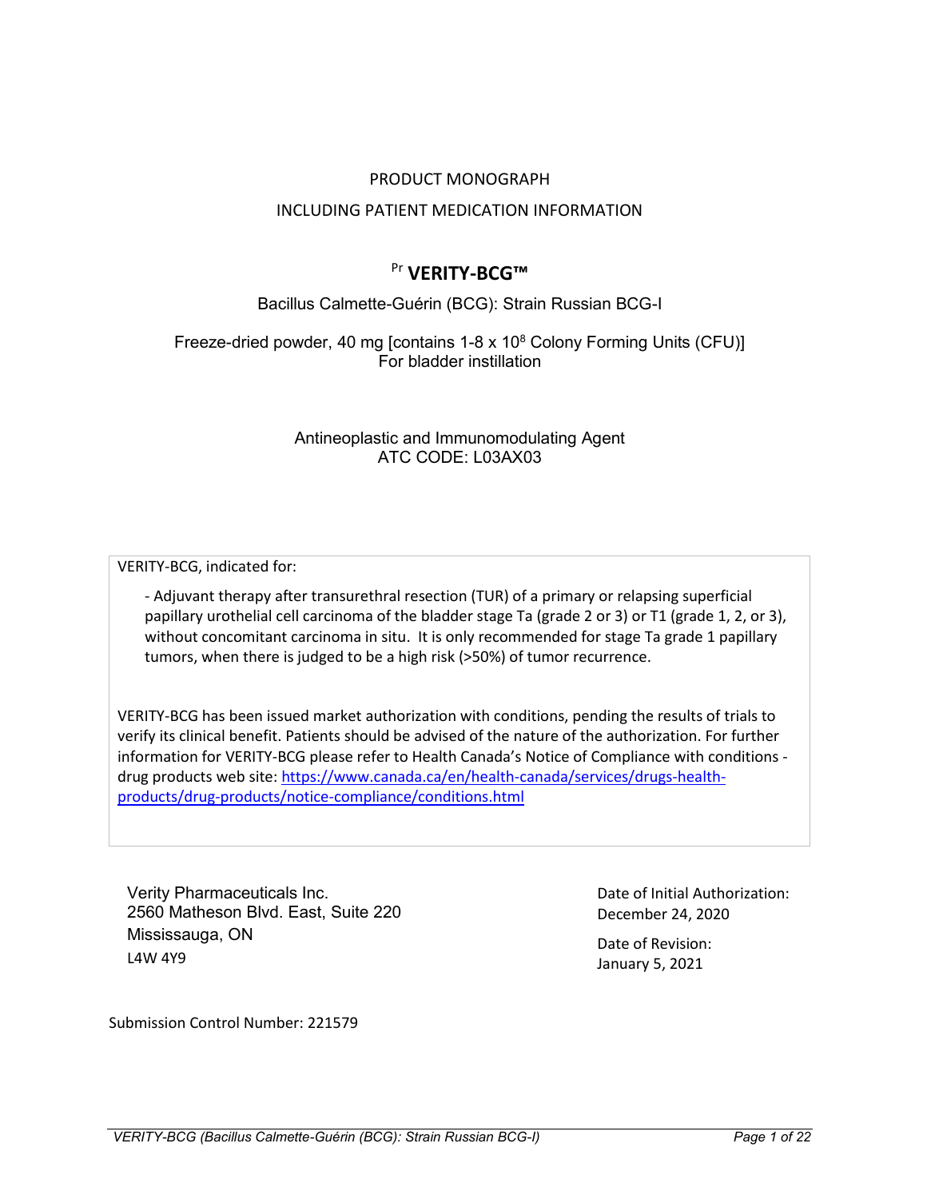PRODUCT MONOGRAPH

INCLUDING PATIENT MEDICATION INFORMATION

# Pr **VERITY-BCG™**

Bacillus Calmette-Guérin (BCG): Strain Russian BCG-I

Freeze-dried powder, 40 mg [contains 1-8 x $10^8$ Colony Forming Units (CFU)]
For bladder instillation

Antineoplastic and Immunomodulating Agent
ATC CODE: L03AX03

VERITY-BCG, indicated for:

- Adjuvant therapy after transurethral resection (TUR) of a primary or relapsing superficial papillary urothelial cell carcinoma of the bladder stage Ta (grade 2 or 3) or T1 (grade 1, 2, or 3), without concomitant carcinoma in situ. It is only recommended for stage Ta grade 1 papillary tumors, when there is judged to be a high risk (>50%) of tumor recurrence.

VERITY-BCG has been issued market authorization with conditions, pending the results of trials to verify its clinical benefit. Patients should be advised of the nature of the authorization. For further information for VERITY-BCG please refer to Health Canada's Notice of Compliance with conditions - drug products web site: https://www.canada.ca/en/health-canada/services/drugs-health-products/drug-products/notice-compliance/conditions.html

Verity Pharmaceuticals Inc.
2560 Matheson Blvd. East, Suite 220
Mississauga, ON
L4W 4Y9

Date of Initial Authorization:
December 24, 2020

Date of Revision:
January 5, 2021

Submission Control Number: 221579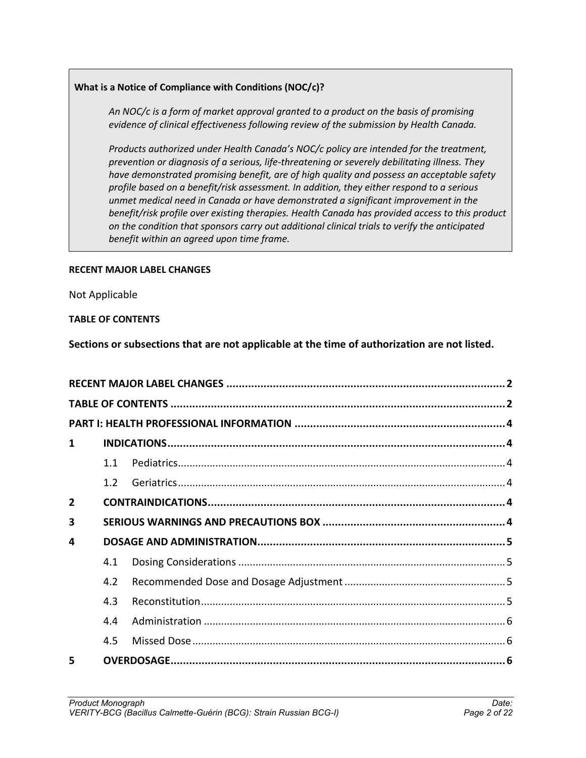**What is a Notice of Compliance with Conditions (NOC/c)?**

*An NOC/c is a form of market approval granted to a product on the basis of promising evidence of clinical effectiveness following review of the submission by Health Canada.*

*Products authorized under Health Canada's NOC/c policy are intended for the treatment, prevention or diagnosis of a serious, life-threatening or severely debilitating illness. They have demonstrated promising benefit, are of high quality and possess an acceptable safety profile based on a benefit/risk assessment. In addition, they either respond to a serious unmet medical need in Canada or have demonstrated a significant improvement in the benefit/risk profile over existing therapies. Health Canada has provided access to this product on the condition that sponsors carry out additional clinical trials to verify the anticipated benefit within an agreed upon time frame.*

**RECENT MAJOR LABEL CHANGES**

Not Applicable

**TABLE OF CONTENTS**

**Sections or subsections that are not applicable at the time of authorization are not listed.**

| | | | |
|---|---|---|---|
| **RECENT MAJOR LABEL CHANGES** | | | **2** |
| **TABLE OF CONTENTS** | | | **2** |
| **PART I: HEALTH PROFESSIONAL INFORMATION** | | | **4** |
| **1** | **INDICATIONS** | | **4** |
| | 1.1 | Pediatrics | 4 |
| | 1.2 | Geriatrics | 4 |
| **2** | **CONTRAINDICATIONS** | | **4** |
| **3** | **SERIOUS WARNINGS AND PRECAUTIONS BOX** | | **4** |
| **4** | **DOSAGE AND ADMINISTRATION** | | **5** |
| | 4.1 | Dosing Considerations | 5 |
| | 4.2 | Recommended Dose and Dosage Adjustment | 5 |
| | 4.3 | Reconstitution | 5 |
| | 4.4 | Administration | 6 |
| | 4.5 | Missed Dose | 6 |
| **5** | **OVERDOSAGE** | | **6** |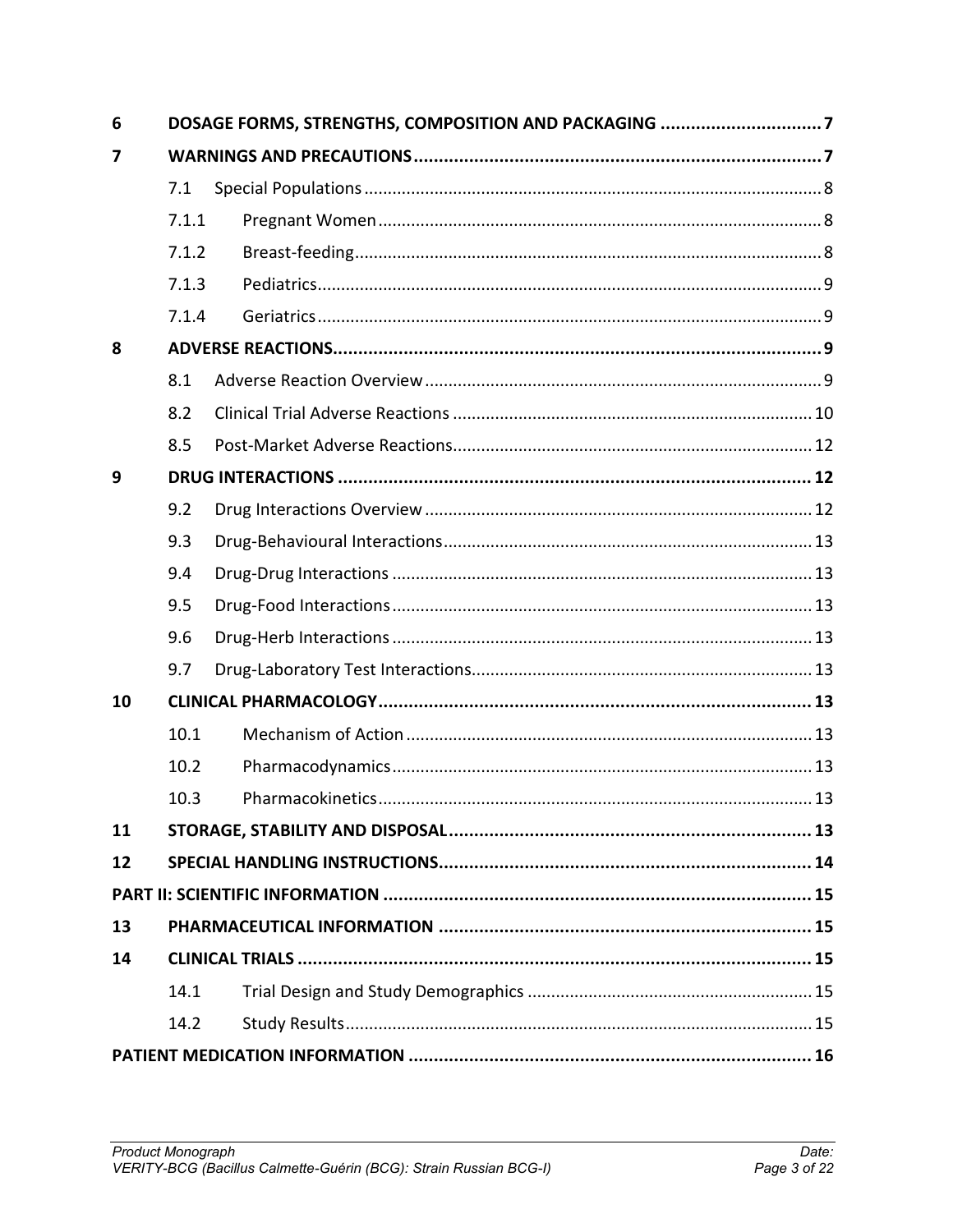| | | |
|---|---|---|
| **6** | **DOSAGE FORMS, STRENGTHS, COMPOSITION AND PACKAGING** | **7** |
| **7** | **WARNINGS AND PRECAUTIONS** | **7** |
| | 7.1 Special Populations | 8 |
| | 7.1.1 Pregnant Women | 8 |
| | 7.1.2 Breast-feeding | 8 |
| | 7.1.3 Pediatrics | 9 |
| | 7.1.4 Geriatrics | 9 |
| **8** | **ADVERSE REACTIONS** | **9** |
| | 8.1 Adverse Reaction Overview | 9 |
| | 8.2 Clinical Trial Adverse Reactions | 10 |
| | 8.5 Post-Market Adverse Reactions | 12 |
| **9** | **DRUG INTERACTIONS** | **12** |
| | 9.2 Drug Interactions Overview | 12 |
| | 9.3 Drug-Behavioural Interactions | 13 |
| | 9.4 Drug-Drug Interactions | 13 |
| | 9.5 Drug-Food Interactions | 13 |
| | 9.6 Drug-Herb Interactions | 13 |
| | 9.7 Drug-Laboratory Test Interactions | 13 |
| **10** | **CLINICAL PHARMACOLOGY** | **13** |
| | 10.1 Mechanism of Action | 13 |
| | 10.2 Pharmacodynamics | 13 |
| | 10.3 Pharmacokinetics | 13 |
| **11** | **STORAGE, STABILITY AND DISPOSAL** | **13** |
| **12** | **SPECIAL HANDLING INSTRUCTIONS** | **14** |
| **PART II: SCIENTIFIC INFORMATION** | | **15** |
| **13** | **PHARMACEUTICAL INFORMATION** | **15** |
| **14** | **CLINICAL TRIALS** | **15** |
| | 14.1 Trial Design and Study Demographics | 15 |
| | 14.2 Study Results | 15 |
| **PATIENT MEDICATION INFORMATION** | | **16** |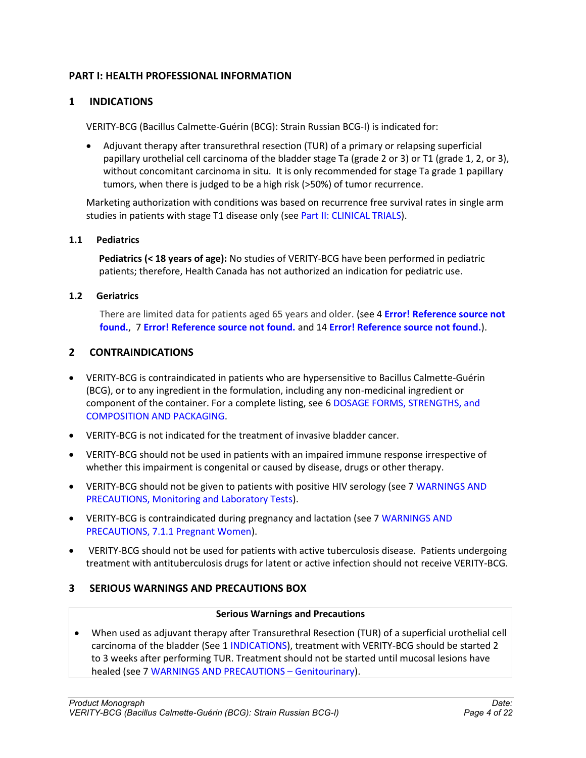# PART I: HEALTH PROFESSIONAL INFORMATION

## 1 INDICATIONS

VERITY-BCG (Bacillus Calmette-Guérin (BCG): Strain Russian BCG-I) is indicated for:

- Adjuvant therapy after transurethral resection (TUR) of a primary or relapsing superficial papillary urothelial cell carcinoma of the bladder stage Ta (grade 2 or 3) or T1 (grade 1, 2, or 3), without concomitant carcinoma in situ. It is only recommended for stage Ta grade 1 papillary tumors, when there is judged to be a high risk (>50%) of tumor recurrence.

Marketing authorization with conditions was based on recurrence free survival rates in single arm studies in patients with stage T1 disease only (see Part II: CLINICAL TRIALS).

### 1.1 Pediatrics

**Pediatrics (< 18 years of age):** No studies of VERITY-BCG have been performed in pediatric patients; therefore, Health Canada has not authorized an indication for pediatric use.

### 1.2 Geriatrics

There are limited data for patients aged 65 years and older. (see 4 **Error! Reference source not found.**, 7 **Error! Reference source not found.** and 14 **Error! Reference source not found.**).

## 2 CONTRAINDICATIONS

- VERITY-BCG is contraindicated in patients who are hypersensitive to Bacillus Calmette-Guérin (BCG), or to any ingredient in the formulation, including any non-medicinal ingredient or component of the container. For a complete listing, see 6 DOSAGE FORMS, STRENGTHS, and COMPOSITION AND PACKAGING.
- VERITY-BCG is not indicated for the treatment of invasive bladder cancer.
- VERITY-BCG should not be used in patients with an impaired immune response irrespective of whether this impairment is congenital or caused by disease, drugs or other therapy.
- VERITY-BCG should not be given to patients with positive HIV serology (see 7 WARNINGS AND PRECAUTIONS, Monitoring and Laboratory Tests).
- VERITY-BCG is contraindicated during pregnancy and lactation (see 7 WARNINGS AND PRECAUTIONS, 7.1.1 Pregnant Women).
- VERITY-BCG should not be used for patients with active tuberculosis disease. Patients undergoing treatment with antituberculosis drugs for latent or active infection should not receive VERITY-BCG.

## 3 SERIOUS WARNINGS AND PRECAUTIONS BOX

| Serious Warnings and Precautions |
|---|
| • When used as adjuvant therapy after Transurethral Resection (TUR) of a superficial urothelial cell carcinoma of the bladder (See 1 INDICATIONS), treatment with VERITY-BCG should be started 2 to 3 weeks after performing TUR. Treatment should not be started until mucosal lesions have healed (see 7 WARNINGS AND PRECAUTIONS – Genitourinary). |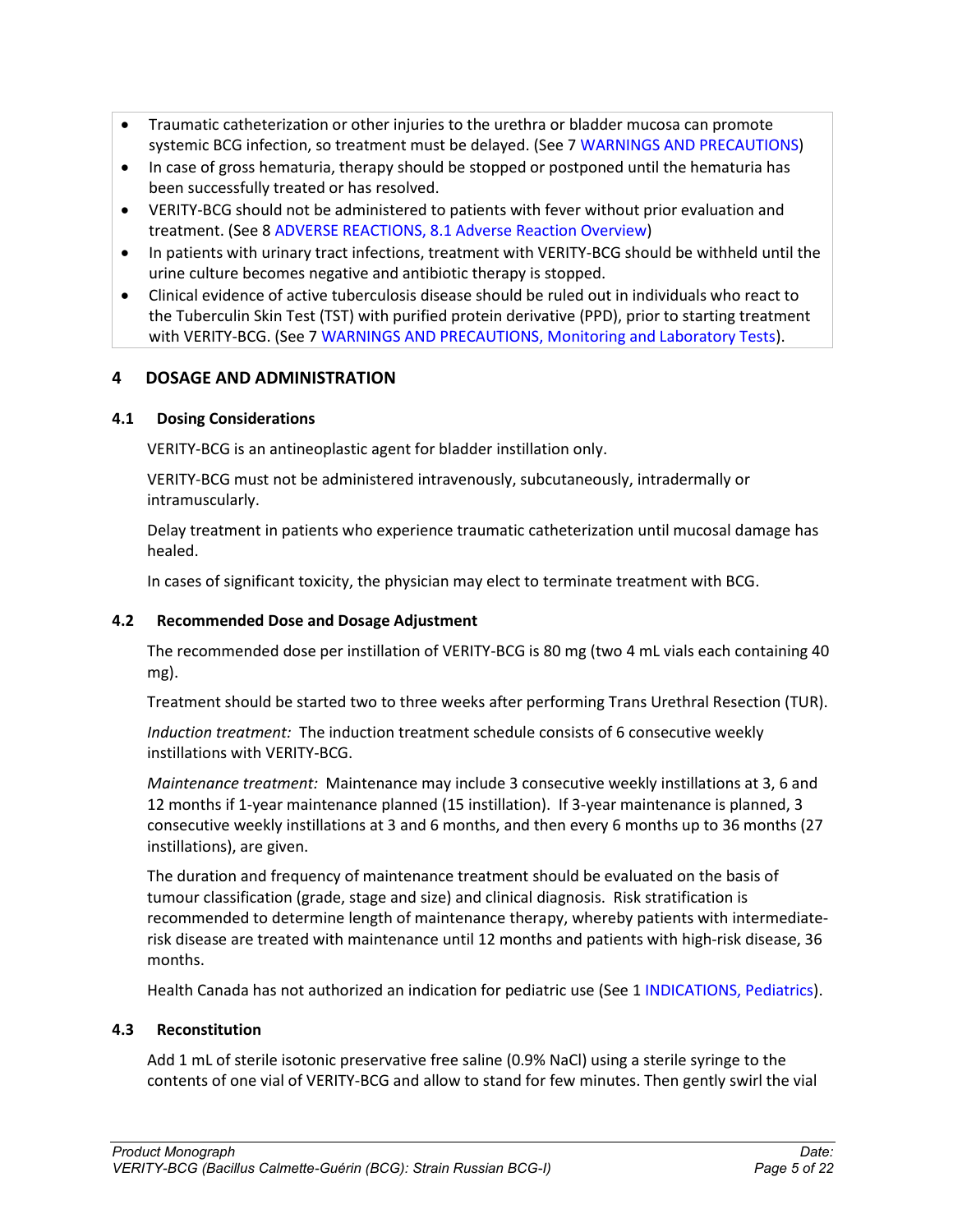- Traumatic catheterization or other injuries to the urethra or bladder mucosa can promote systemic BCG infection, so treatment must be delayed. (See 7 WARNINGS AND PRECAUTIONS)
- In case of gross hematuria, therapy should be stopped or postponed until the hematuria has been successfully treated or has resolved.
- VERITY-BCG should not be administered to patients with fever without prior evaluation and treatment. (See 8 ADVERSE REACTIONS, 8.1 Adverse Reaction Overview)
- In patients with urinary tract infections, treatment with VERITY-BCG should be withheld until the urine culture becomes negative and antibiotic therapy is stopped.
- Clinical evidence of active tuberculosis disease should be ruled out in individuals who react to the Tuberculin Skin Test (TST) with purified protein derivative (PPD), prior to starting treatment with VERITY-BCG. (See 7 WARNINGS AND PRECAUTIONS, Monitoring and Laboratory Tests).

## 4 DOSAGE AND ADMINISTRATION

### 4.1 Dosing Considerations

VERITY-BCG is an antineoplastic agent for bladder instillation only.

VERITY-BCG must not be administered intravenously, subcutaneously, intradermally or intramuscularly.

Delay treatment in patients who experience traumatic catheterization until mucosal damage has healed.

In cases of significant toxicity, the physician may elect to terminate treatment with BCG.

### 4.2 Recommended Dose and Dosage Adjustment

The recommended dose per instillation of VERITY-BCG is 80 mg (two 4 mL vials each containing 40 mg).

Treatment should be started two to three weeks after performing Trans Urethral Resection (TUR).

*Induction treatment:* The induction treatment schedule consists of 6 consecutive weekly instillations with VERITY-BCG.

*Maintenance treatment:* Maintenance may include 3 consecutive weekly instillations at 3, 6 and 12 months if 1-year maintenance planned (15 instillation). If 3-year maintenance is planned, 3 consecutive weekly instillations at 3 and 6 months, and then every 6 months up to 36 months (27 instillations), are given.

The duration and frequency of maintenance treatment should be evaluated on the basis of tumour classification (grade, stage and size) and clinical diagnosis. Risk stratification is recommended to determine length of maintenance therapy, whereby patients with intermediate-risk disease are treated with maintenance until 12 months and patients with high-risk disease, 36 months.

Health Canada has not authorized an indication for pediatric use (See 1 INDICATIONS, Pediatrics).

### 4.3 Reconstitution

Add 1 mL of sterile isotonic preservative free saline (0.9% NaCl) using a sterile syringe to the contents of one vial of VERITY-BCG and allow to stand for few minutes. Then gently swirl the vial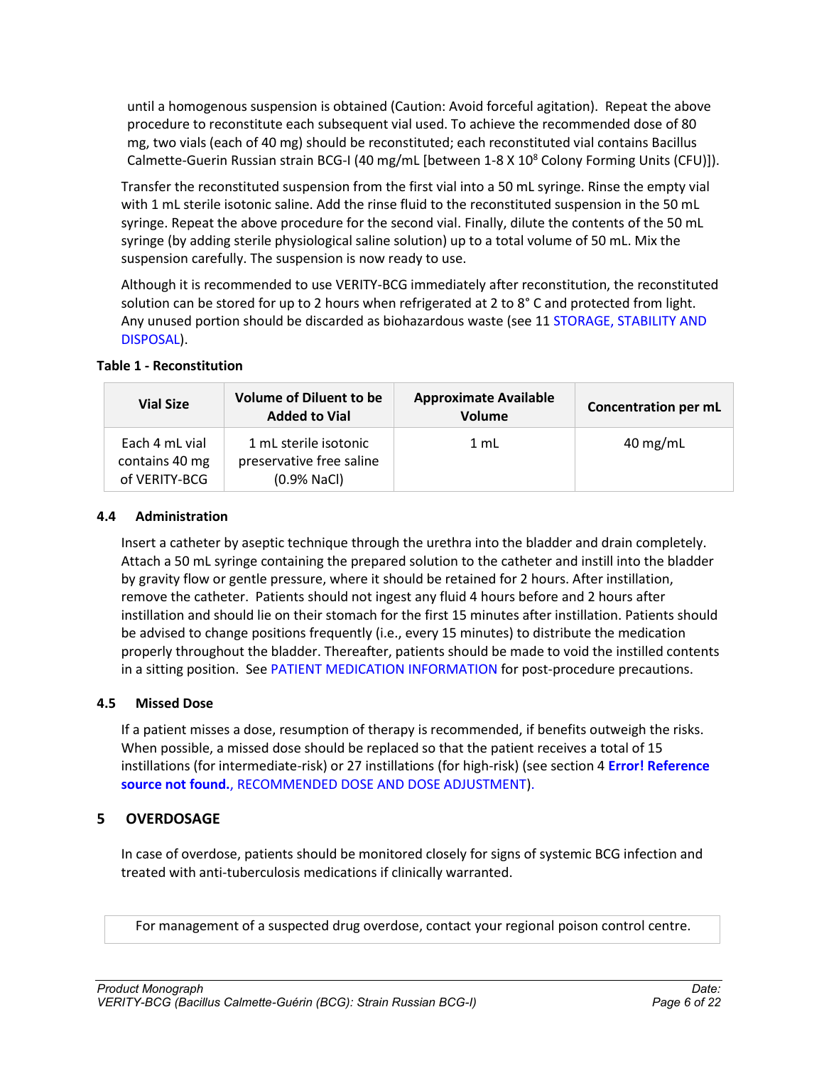until a homogenous suspension is obtained (Caution: Avoid forceful agitation). Repeat the above procedure to reconstitute each subsequent vial used. To achieve the recommended dose of 80 mg, two vials (each of 40 mg) should be reconstituted; each reconstituted vial contains Bacillus Calmette-Guerin Russian strain BCG-I (40 mg/mL [between 1-8 X $10^8$ Colony Forming Units (CFU)]).

Transfer the reconstituted suspension from the first vial into a 50 mL syringe. Rinse the empty vial with 1 mL sterile isotonic saline. Add the rinse fluid to the reconstituted suspension in the 50 mL syringe. Repeat the above procedure for the second vial. Finally, dilute the contents of the 50 mL syringe (by adding sterile physiological saline solution) up to a total volume of 50 mL. Mix the suspension carefully. The suspension is now ready to use.

Although it is recommended to use VERITY-BCG immediately after reconstitution, the reconstituted solution can be stored for up to 2 hours when refrigerated at 2 to 8° C and protected from light. Any unused portion should be discarded as biohazardous waste (see 11 STORAGE, STABILITY AND DISPOSAL).

**Table 1 - Reconstitution**

| Vial Size | Volume of Diluent to be Added to Vial | Approximate Available Volume | Concentration per mL |
|---|---|---|---|
| Each 4 mL vial contains 40 mg of VERITY-BCG | 1 mL sterile isotonic preservative free saline (0.9% NaCl) | 1 mL | 40 mg/mL |

### 4.4 Administration

Insert a catheter by aseptic technique through the urethra into the bladder and drain completely. Attach a 50 mL syringe containing the prepared solution to the catheter and instill into the bladder by gravity flow or gentle pressure, where it should be retained for 2 hours. After instillation, remove the catheter. Patients should not ingest any fluid 4 hours before and 2 hours after instillation and should lie on their stomach for the first 15 minutes after instillation. Patients should be advised to change positions frequently (i.e., every 15 minutes) to distribute the medication properly throughout the bladder. Thereafter, patients should be made to void the instilled contents in a sitting position. See PATIENT MEDICATION INFORMATION for post-procedure precautions.

### 4.5 Missed Dose

If a patient misses a dose, resumption of therapy is recommended, if benefits outweigh the risks. When possible, a missed dose should be replaced so that the patient receives a total of 15 instillations (for intermediate-risk) or 27 instillations (for high-risk) (see section 4 **Error! Reference source not found.**, RECOMMENDED DOSE AND DOSE ADJUSTMENT).

## 5 OVERDOSAGE

In case of overdose, patients should be monitored closely for signs of systemic BCG infection and treated with anti-tuberculosis medications if clinically warranted.

For management of a suspected drug overdose, contact your regional poison control centre.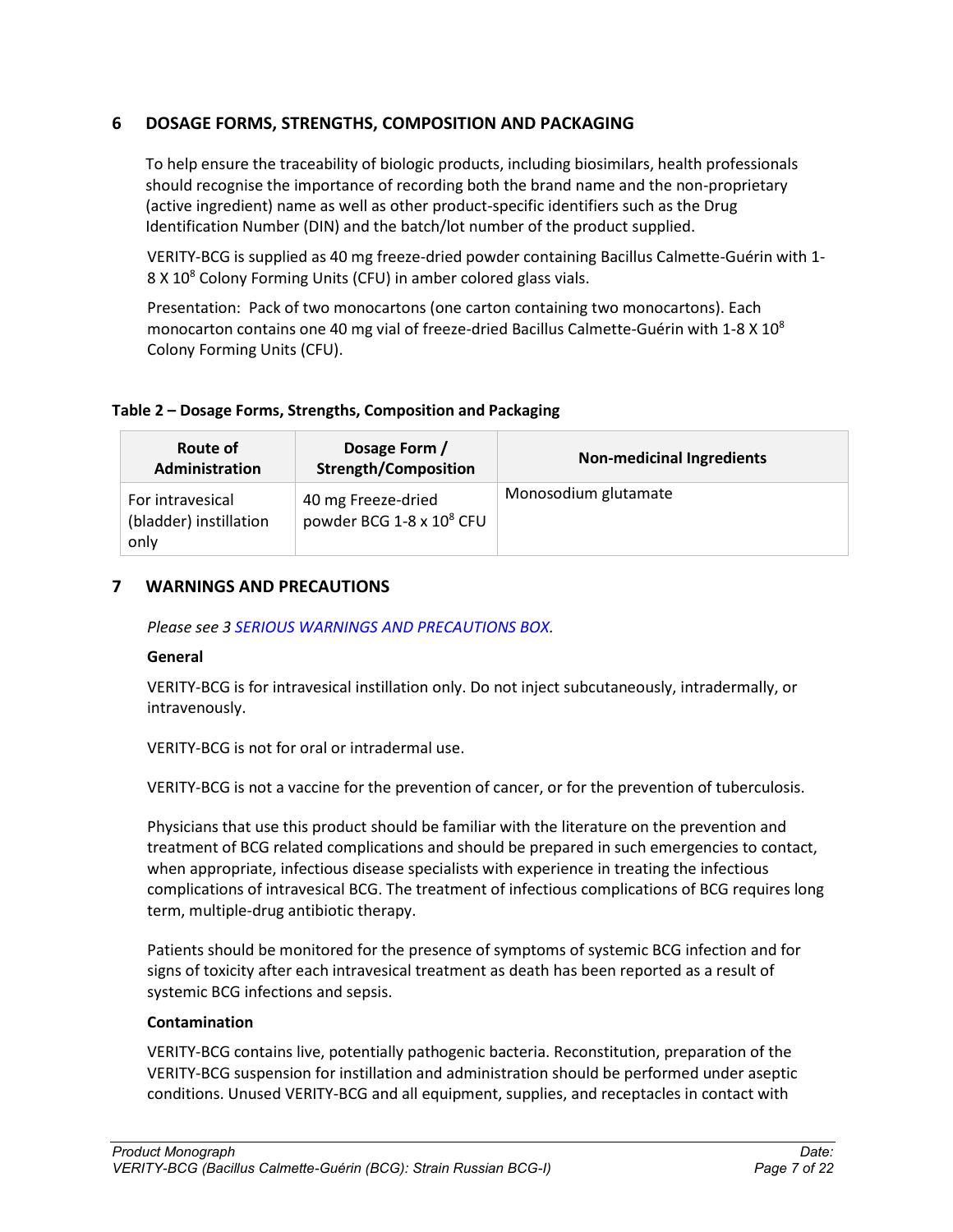## 6 DOSAGE FORMS, STRENGTHS, COMPOSITION AND PACKAGING

To help ensure the traceability of biologic products, including biosimilars, health professionals should recognise the importance of recording both the brand name and the non-proprietary (active ingredient) name as well as other product-specific identifiers such as the Drug Identification Number (DIN) and the batch/lot number of the product supplied.

VERITY-BCG is supplied as 40 mg freeze-dried powder containing Bacillus Calmette-Guérin with 1-8 X $10^8$ Colony Forming Units (CFU) in amber colored glass vials.

Presentation: Pack of two monocartons (one carton containing two monocartons). Each monocarton contains one 40 mg vial of freeze-dried Bacillus Calmette-Guérin with 1-8 X $10^8$ Colony Forming Units (CFU).

**Table 2 – Dosage Forms, Strengths, Composition and Packaging**

| Route of Administration | Dosage Form / Strength/Composition | Non-medicinal Ingredients |
|---|---|---|
| For intravesical (bladder) instillation only | 40 mg Freeze-dried powder BCG 1-8 x $10^8$ CFU | Monosodium glutamate |

## 7 WARNINGS AND PRECAUTIONS

*Please see 3 SERIOUS WARNINGS AND PRECAUTIONS BOX.*

**General**

VERITY-BCG is for intravesical instillation only. Do not inject subcutaneously, intradermally, or intravenously.

VERITY-BCG is not for oral or intradermal use.

VERITY-BCG is not a vaccine for the prevention of cancer, or for the prevention of tuberculosis.

Physicians that use this product should be familiar with the literature on the prevention and treatment of BCG related complications and should be prepared in such emergencies to contact, when appropriate, infectious disease specialists with experience in treating the infectious complications of intravesical BCG. The treatment of infectious complications of BCG requires long term, multiple-drug antibiotic therapy.

Patients should be monitored for the presence of symptoms of systemic BCG infection and for signs of toxicity after each intravesical treatment as death has been reported as a result of systemic BCG infections and sepsis.

**Contamination**

VERITY-BCG contains live, potentially pathogenic bacteria. Reconstitution, preparation of the VERITY-BCG suspension for instillation and administration should be performed under aseptic conditions. Unused VERITY-BCG and all equipment, supplies, and receptacles in contact with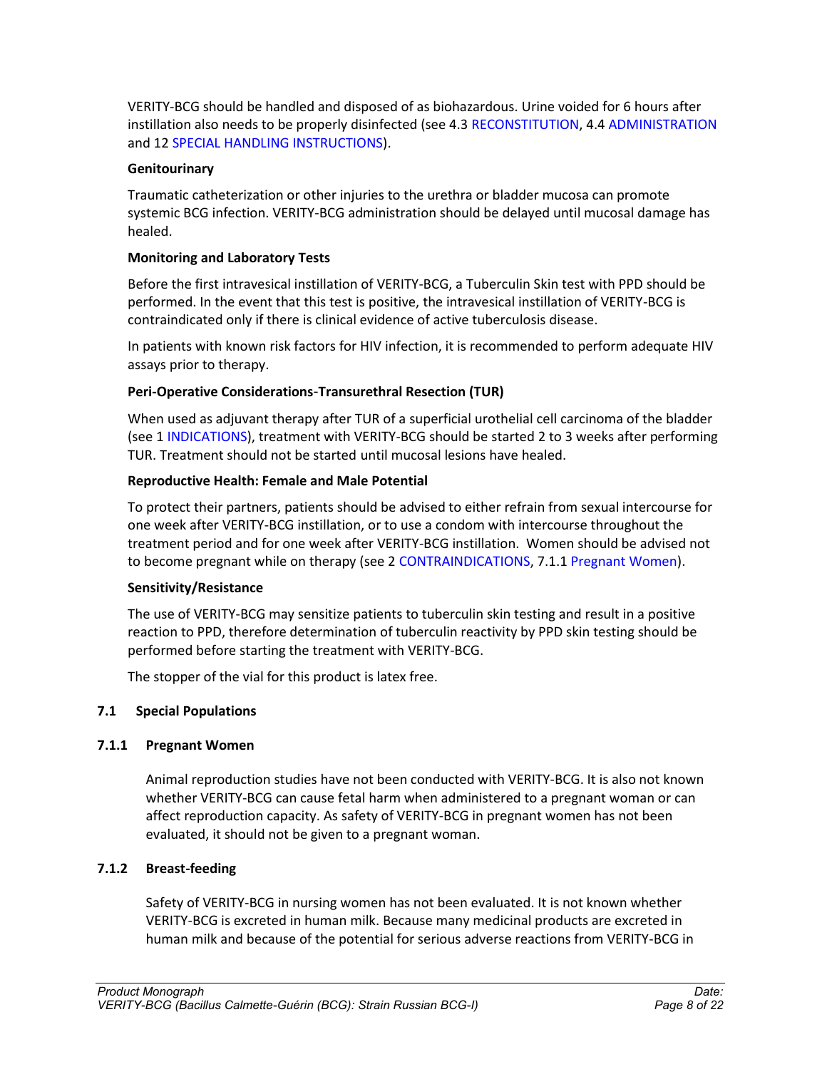VERITY-BCG should be handled and disposed of as biohazardous. Urine voided for 6 hours after instillation also needs to be properly disinfected (see 4.3 RECONSTITUTION, 4.4 ADMINISTRATION and 12 SPECIAL HANDLING INSTRUCTIONS).

**Genitourinary**

Traumatic catheterization or other injuries to the urethra or bladder mucosa can promote systemic BCG infection. VERITY-BCG administration should be delayed until mucosal damage has healed.

**Monitoring and Laboratory Tests**

Before the first intravesical instillation of VERITY-BCG, a Tuberculin Skin test with PPD should be performed. In the event that this test is positive, the intravesical instillation of VERITY-BCG is contraindicated only if there is clinical evidence of active tuberculosis disease.

In patients with known risk factors for HIV infection, it is recommended to perform adequate HIV assays prior to therapy.

**Peri-Operative Considerations-Transurethral Resection (TUR)**

When used as adjuvant therapy after TUR of a superficial urothelial cell carcinoma of the bladder (see 1 INDICATIONS), treatment with VERITY-BCG should be started 2 to 3 weeks after performing TUR. Treatment should not be started until mucosal lesions have healed.

**Reproductive Health: Female and Male Potential**

To protect their partners, patients should be advised to either refrain from sexual intercourse for one week after VERITY-BCG instillation, or to use a condom with intercourse throughout the treatment period and for one week after VERITY-BCG instillation. Women should be advised not to become pregnant while on therapy (see 2 CONTRAINDICATIONS, 7.1.1 Pregnant Women).

**Sensitivity/Resistance**

The use of VERITY-BCG may sensitize patients to tuberculin skin testing and result in a positive reaction to PPD, therefore determination of tuberculin reactivity by PPD skin testing should be performed before starting the treatment with VERITY-BCG.

The stopper of the vial for this product is latex free.

## 7.1 Special Populations

### 7.1.1 Pregnant Women

Animal reproduction studies have not been conducted with VERITY-BCG. It is also not known whether VERITY-BCG can cause fetal harm when administered to a pregnant woman or can affect reproduction capacity. As safety of VERITY-BCG in pregnant women has not been evaluated, it should not be given to a pregnant woman.

### 7.1.2 Breast-feeding

Safety of VERITY-BCG in nursing women has not been evaluated. It is not known whether VERITY-BCG is excreted in human milk. Because many medicinal products are excreted in human milk and because of the potential for serious adverse reactions from VERITY-BCG in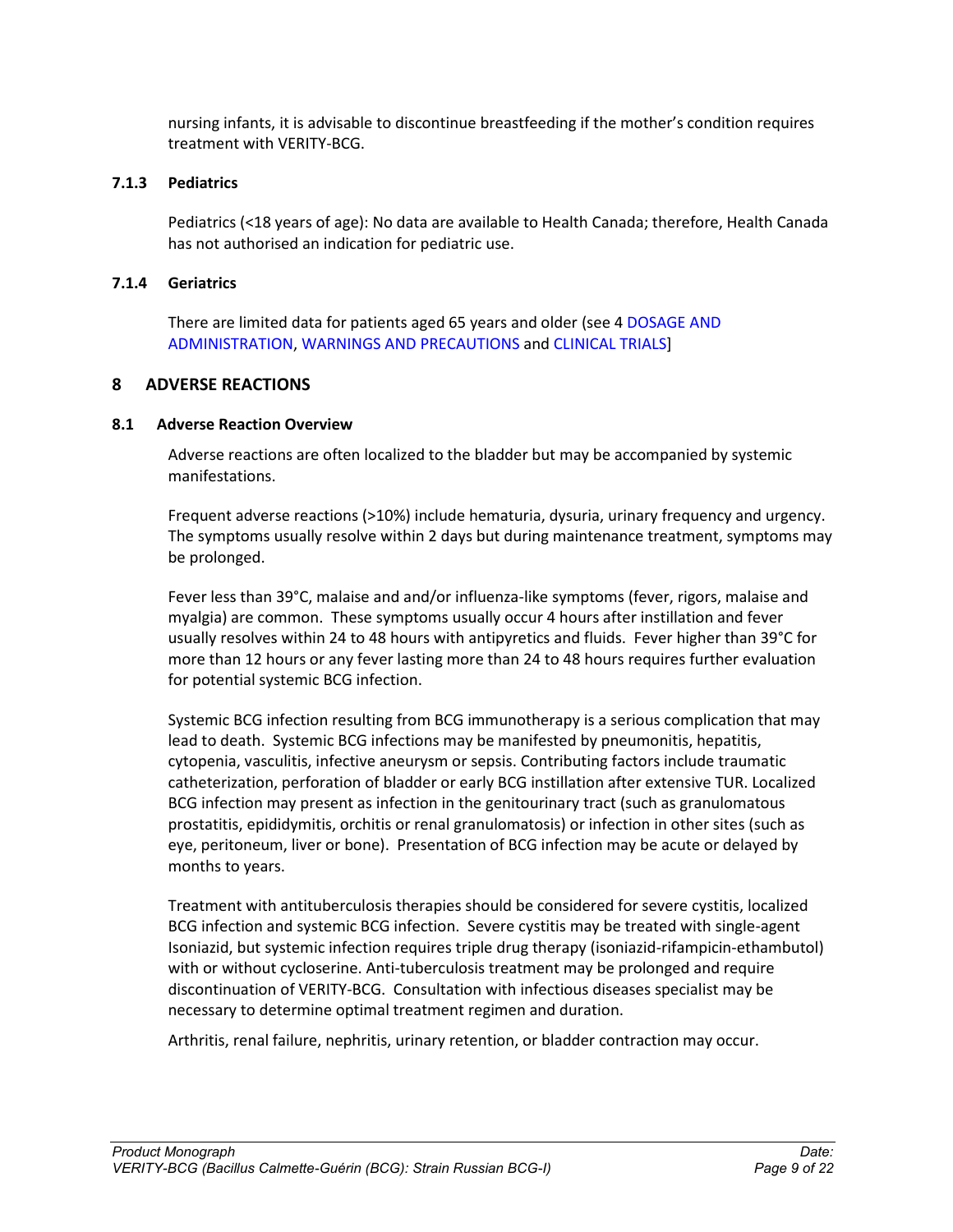nursing infants, it is advisable to discontinue breastfeeding if the mother's condition requires treatment with VERITY-BCG.

#### 7.1.3 Pediatrics

Pediatrics (<18 years of age): No data are available to Health Canada; therefore, Health Canada has not authorised an indication for pediatric use.

#### 7.1.4 Geriatrics

There are limited data for patients aged 65 years and older (see 4 DOSAGE AND ADMINISTRATION, WARNINGS AND PRECAUTIONS and CLINICAL TRIALS]

## 8 ADVERSE REACTIONS

### 8.1 Adverse Reaction Overview

Adverse reactions are often localized to the bladder but may be accompanied by systemic manifestations.

Frequent adverse reactions (>10%) include hematuria, dysuria, urinary frequency and urgency. The symptoms usually resolve within 2 days but during maintenance treatment, symptoms may be prolonged.

Fever less than 39°C, malaise and and/or influenza-like symptoms (fever, rigors, malaise and myalgia) are common. These symptoms usually occur 4 hours after instillation and fever usually resolves within 24 to 48 hours with antipyretics and fluids. Fever higher than 39°C for more than 12 hours or any fever lasting more than 24 to 48 hours requires further evaluation for potential systemic BCG infection.

Systemic BCG infection resulting from BCG immunotherapy is a serious complication that may lead to death. Systemic BCG infections may be manifested by pneumonitis, hepatitis, cytopenia, vasculitis, infective aneurysm or sepsis. Contributing factors include traumatic catheterization, perforation of bladder or early BCG instillation after extensive TUR. Localized BCG infection may present as infection in the genitourinary tract (such as granulomatous prostatitis, epididymitis, orchitis or renal granulomatosis) or infection in other sites (such as eye, peritoneum, liver or bone). Presentation of BCG infection may be acute or delayed by months to years.

Treatment with antituberculosis therapies should be considered for severe cystitis, localized BCG infection and systemic BCG infection. Severe cystitis may be treated with single-agent Isoniazid, but systemic infection requires triple drug therapy (isoniazid-rifampicin-ethambutol) with or without cycloserine. Anti-tuberculosis treatment may be prolonged and require discontinuation of VERITY-BCG. Consultation with infectious diseases specialist may be necessary to determine optimal treatment regimen and duration.

Arthritis, renal failure, nephritis, urinary retention, or bladder contraction may occur.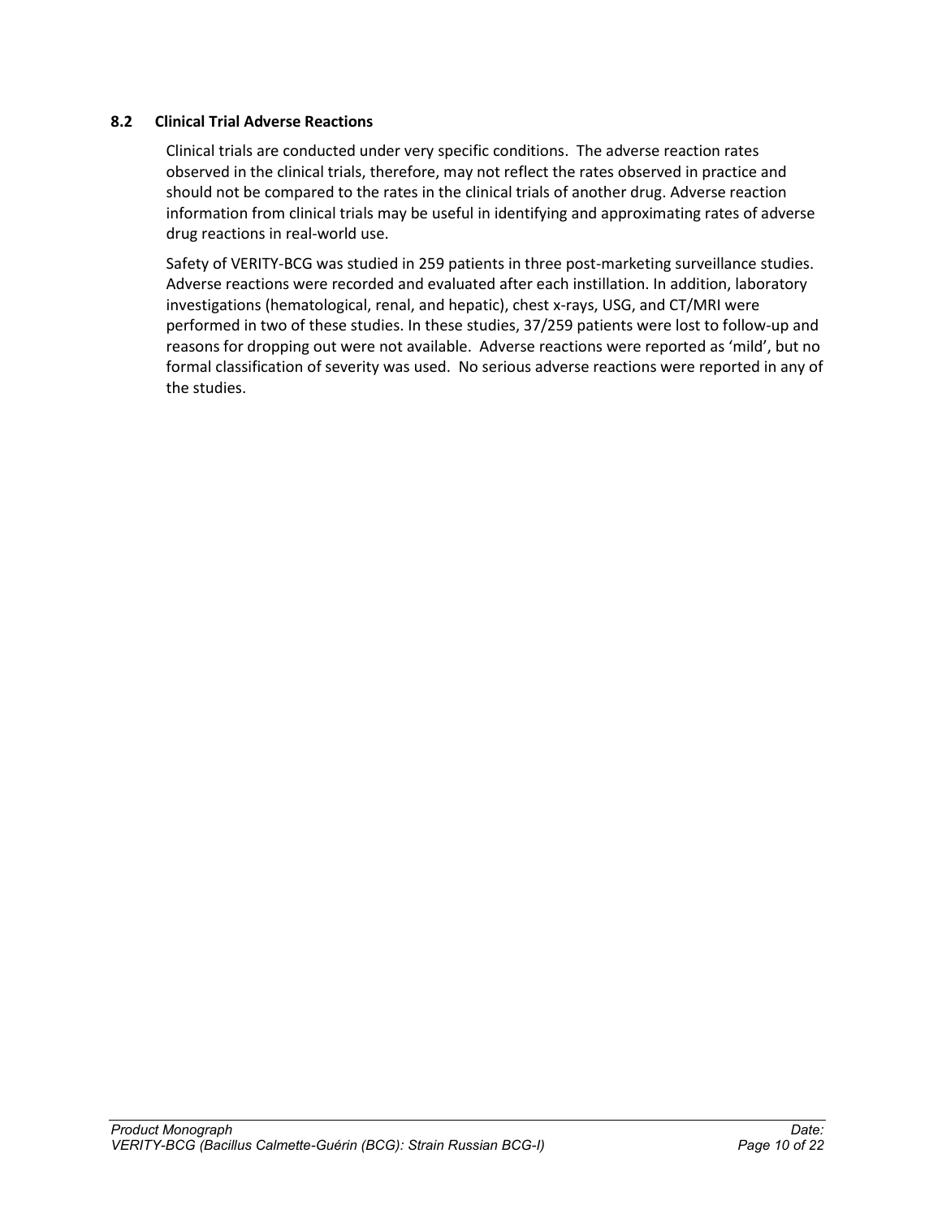### 8.2 Clinical Trial Adverse Reactions

Clinical trials are conducted under very specific conditions. The adverse reaction rates observed in the clinical trials, therefore, may not reflect the rates observed in practice and should not be compared to the rates in the clinical trials of another drug. Adverse reaction information from clinical trials may be useful in identifying and approximating rates of adverse drug reactions in real-world use.

Safety of VERITY-BCG was studied in 259 patients in three post-marketing surveillance studies. Adverse reactions were recorded and evaluated after each instillation. In addition, laboratory investigations (hematological, renal, and hepatic), chest x-rays, USG, and CT/MRI were performed in two of these studies. In these studies, 37/259 patients were lost to follow-up and reasons for dropping out were not available. Adverse reactions were reported as 'mild', but no formal classification of severity was used. No serious adverse reactions were reported in any of the studies.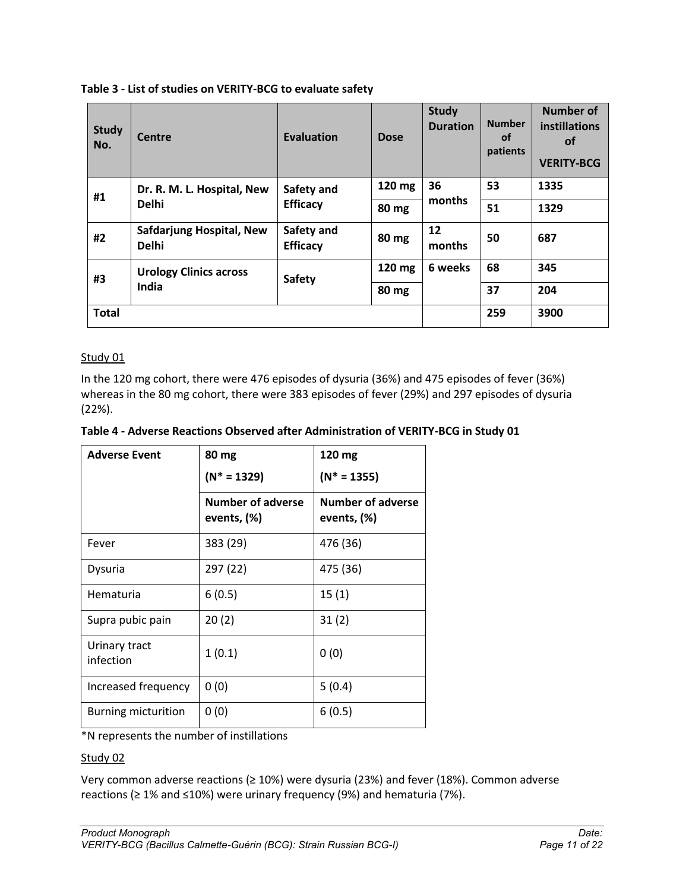**Table 3 - List of studies on VERITY-BCG to evaluate safety**

| Study No. | Centre | Evaluation | Dose | Study Duration | Number of patients | Number of instillations of VERITY-BCG |
|---|---|---|---|---|---|---|
| #1 | Dr. R. M. L. Hospital, New Delhi | Safety and Efficacy | 120 mg | 36 months | 53 | 1335 |
| | | | 80 mg | | 51 | 1329 |
| #2 | Safdarjung Hospital, New Delhi | Safety and Efficacy | 80 mg | 12 months | 50 | 687 |
| #3 | Urology Clinics across India | Safety | 120 mg | 6 weeks | 68 | 345 |
| | | | 80 mg | | 37 | 204 |
| **Total** | | | | | 259 | 3900 |

Study 01

In the 120 mg cohort, there were 476 episodes of dysuria (36%) and 475 episodes of fever (36%) whereas in the 80 mg cohort, there were 383 episodes of fever (29%) and 297 episodes of dysuria (22%).

**Table 4 - Adverse Reactions Observed after Administration of VERITY-BCG in Study 01**

| Adverse Event | 80 mg (N* = 1329) | 120 mg (N* = 1355) |
|---|---|---|
| | Number of adverse events, (%) | Number of adverse events, (%) |
| Fever | 383 (29) | 476 (36) |
| Dysuria | 297 (22) | 475 (36) |
| Hematuria | 6 (0.5) | 15 (1) |
| Supra pubic pain | 20 (2) | 31 (2) |
| Urinary tract infection | 1 (0.1) | 0 (0) |
| Increased frequency | 0 (0) | 5 (0.4) |
| Burning micturition | 0 (0) | 6 (0.5) |

*N represents the number of instillations

Study 02

Very common adverse reactions (≥ 10%) were dysuria (23%) and fever (18%). Common adverse reactions (≥ 1% and ≤10%) were urinary frequency (9%) and hematuria (7%).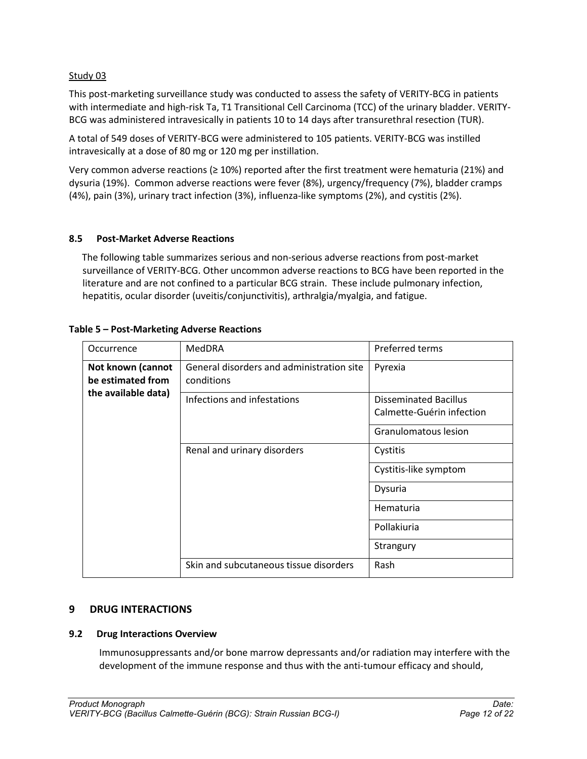Study 03

This post-marketing surveillance study was conducted to assess the safety of VERITY-BCG in patients with intermediate and high-risk Ta, T1 Transitional Cell Carcinoma (TCC) of the urinary bladder. VERITY-BCG was administered intravesically in patients 10 to 14 days after transurethral resection (TUR).

A total of 549 doses of VERITY-BCG were administered to 105 patients. VERITY-BCG was instilled intravesically at a dose of 80 mg or 120 mg per instillation.

Very common adverse reactions (≥ 10%) reported after the first treatment were hematuria (21%) and dysuria (19%). Common adverse reactions were fever (8%), urgency/frequency (7%), bladder cramps (4%), pain (3%), urinary tract infection (3%), influenza-like symptoms (2%), and cystitis (2%).

### 8.5 Post-Market Adverse Reactions

The following table summarizes serious and non-serious adverse reactions from post-market surveillance of VERITY-BCG. Other uncommon adverse reactions to BCG have been reported in the literature and are not confined to a particular BCG strain. These include pulmonary infection, hepatitis, ocular disorder (uveitis/conjunctivitis), arthralgia/myalgia, and fatigue.

**Table 5 – Post-Marketing Adverse Reactions**

| Occurrence | MedDRA | Preferred terms |
|---|---|---|
| **Not known (cannot be estimated from the available data)** | General disorders and administration site conditions | Pyrexia |
| | Infections and infestations | Disseminated Bacillus Calmette-Guérin infection |
| | | Granulomatous lesion |
| | Renal and urinary disorders | Cystitis |
| | | Cystitis-like symptom |
| | | Dysuria |
| | | Hematuria |
| | | Pollakiuria |
| | | Strangury |
| | Skin and subcutaneous tissue disorders | Rash |

## 9 DRUG INTERACTIONS

### 9.2 Drug Interactions Overview

Immunosuppressants and/or bone marrow depressants and/or radiation may interfere with the development of the immune response and thus with the anti-tumour efficacy and should,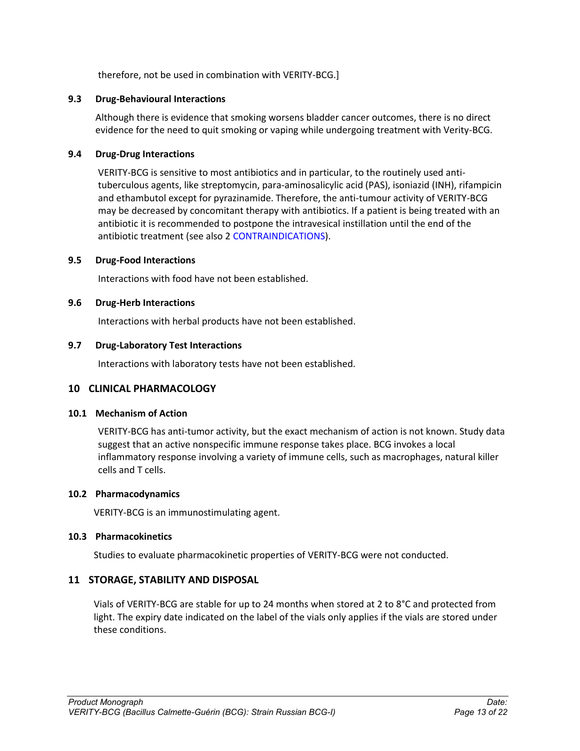therefore, not be used in combination with VERITY-BCG.]

### 9.3 Drug-Behavioural Interactions

Although there is evidence that smoking worsens bladder cancer outcomes, there is no direct evidence for the need to quit smoking or vaping while undergoing treatment with Verity-BCG.

### 9.4 Drug-Drug Interactions

VERITY-BCG is sensitive to most antibiotics and in particular, to the routinely used anti-tuberculous agents, like streptomycin, para-aminosalicylic acid (PAS), isoniazid (INH), rifampicin and ethambutol except for pyrazinamide. Therefore, the anti-tumour activity of VERITY-BCG may be decreased by concomitant therapy with antibiotics. If a patient is being treated with an antibiotic it is recommended to postpone the intravesical instillation until the end of the antibiotic treatment (see also 2 CONTRAINDICATIONS).

### 9.5 Drug-Food Interactions

Interactions with food have not been established.

### 9.6 Drug-Herb Interactions

Interactions with herbal products have not been established.

### 9.7 Drug-Laboratory Test Interactions

Interactions with laboratory tests have not been established.

## 10 CLINICAL PHARMACOLOGY

### 10.1 Mechanism of Action

VERITY-BCG has anti-tumor activity, but the exact mechanism of action is not known. Study data suggest that an active nonspecific immune response takes place. BCG invokes a local inflammatory response involving a variety of immune cells, such as macrophages, natural killer cells and T cells.

### 10.2 Pharmacodynamics

VERITY-BCG is an immunostimulating agent.

### 10.3 Pharmacokinetics

Studies to evaluate pharmacokinetic properties of VERITY-BCG were not conducted.

## 11 STORAGE, STABILITY AND DISPOSAL

Vials of VERITY-BCG are stable for up to 24 months when stored at 2 to 8°C and protected from light. The expiry date indicated on the label of the vials only applies if the vials are stored under these conditions.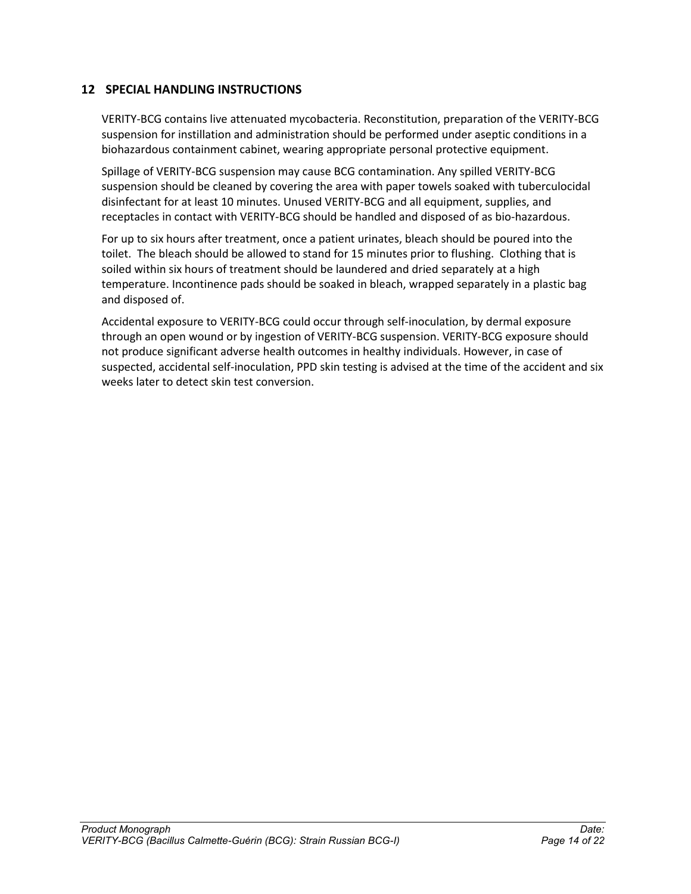## 12 SPECIAL HANDLING INSTRUCTIONS

VERITY-BCG contains live attenuated mycobacteria. Reconstitution, preparation of the VERITY-BCG suspension for instillation and administration should be performed under aseptic conditions in a biohazardous containment cabinet, wearing appropriate personal protective equipment.

Spillage of VERITY-BCG suspension may cause BCG contamination. Any spilled VERITY-BCG suspension should be cleaned by covering the area with paper towels soaked with tuberculocidal disinfectant for at least 10 minutes. Unused VERITY-BCG and all equipment, supplies, and receptacles in contact with VERITY-BCG should be handled and disposed of as bio-hazardous.

For up to six hours after treatment, once a patient urinates, bleach should be poured into the toilet. The bleach should be allowed to stand for 15 minutes prior to flushing. Clothing that is soiled within six hours of treatment should be laundered and dried separately at a high temperature. Incontinence pads should be soaked in bleach, wrapped separately in a plastic bag and disposed of.

Accidental exposure to VERITY-BCG could occur through self-inoculation, by dermal exposure through an open wound or by ingestion of VERITY-BCG suspension. VERITY-BCG exposure should not produce significant adverse health outcomes in healthy individuals. However, in case of suspected, accidental self-inoculation, PPD skin testing is advised at the time of the accident and six weeks later to detect skin test conversion.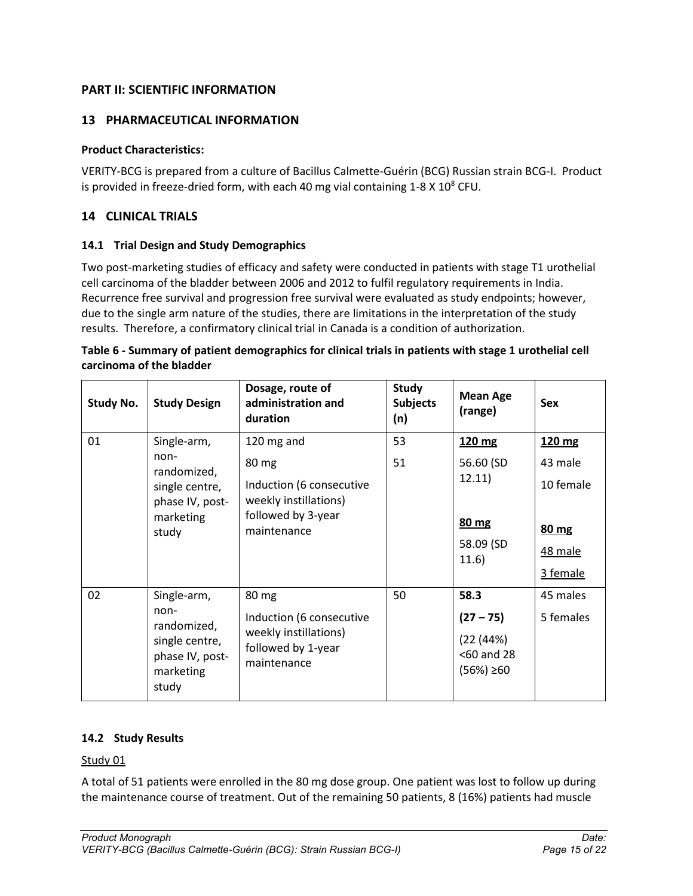## PART II: SCIENTIFIC INFORMATION

## 13 PHARMACEUTICAL INFORMATION

**Product Characteristics:**

VERITY-BCG is prepared from a culture of Bacillus Calmette-Guérin (BCG) Russian strain BCG-I. Product is provided in freeze-dried form, with each 40 mg vial containing 1-8 X $10^8$ CFU.

## 14 CLINICAL TRIALS

### 14.1 Trial Design and Study Demographics

Two post-marketing studies of efficacy and safety were conducted in patients with stage T1 urothelial cell carcinoma of the bladder between 2006 and 2012 to fulfil regulatory requirements in India. Recurrence free survival and progression free survival were evaluated as study endpoints; however, due to the single arm nature of the studies, there are limitations in the interpretation of the study results. Therefore, a confirmatory clinical trial in Canada is a condition of authorization.

**Table 6 - Summary of patient demographics for clinical trials in patients with stage 1 urothelial cell carcinoma of the bladder**

| Study No. | Study Design | Dosage, route of administration and duration | Study Subjects (n) | Mean Age (range) | Sex |
|---|---|---|---|---|---|
| 01 | Single-arm, non-randomized, single centre, phase IV, post-marketing study | 120 mg and<br>80 mg<br>Induction (6 consecutive weekly instillations) followed by 3-year maintenance | 53<br>51 | **120 mg**<br>56.60 (SD 12.11)<br>**80 mg**<br>58.09 (SD 11.6) | **120 mg**<br>43 male<br>10 female<br>**80 mg**<br>48 male<br>3 female |
| 02 | Single-arm, non-randomized, single centre, phase IV, post-marketing study | 80 mg<br>Induction (6 consecutive weekly instillations) followed by 1-year maintenance | 50 | **58.3**<br>**(27 – 75)**<br>(22 (44%) <60 and 28 (56%) ≥60 | 45 males<br>5 females |

### 14.2 Study Results

Study 01

A total of 51 patients were enrolled in the 80 mg dose group. One patient was lost to follow up during the maintenance course of treatment. Out of the remaining 50 patients, 8 (16%) patients had muscle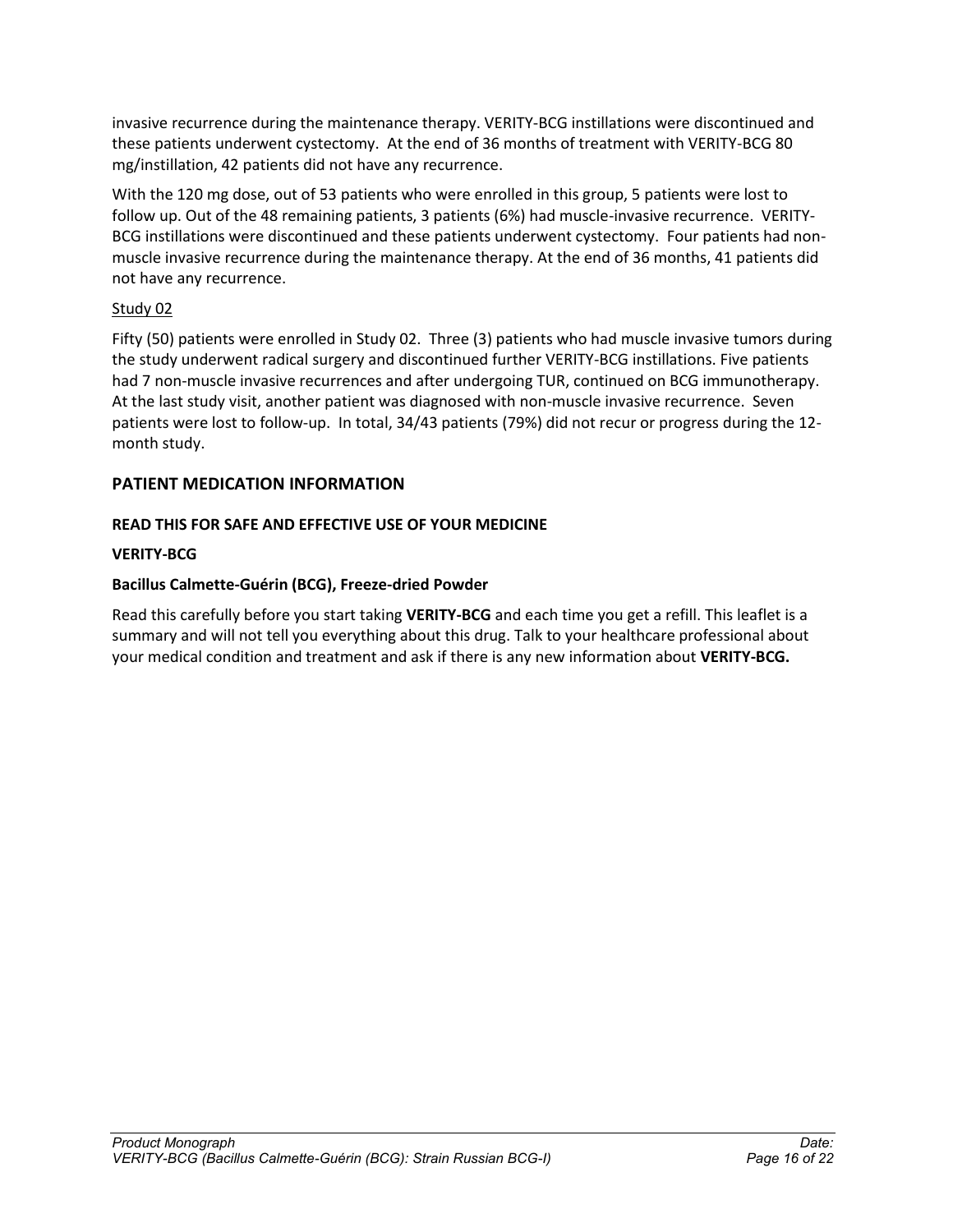invasive recurrence during the maintenance therapy. VERITY-BCG instillations were discontinued and these patients underwent cystectomy. At the end of 36 months of treatment with VERITY-BCG 80 mg/instillation, 42 patients did not have any recurrence.

With the 120 mg dose, out of 53 patients who were enrolled in this group, 5 patients were lost to follow up. Out of the 48 remaining patients, 3 patients (6%) had muscle-invasive recurrence. VERITY-BCG instillations were discontinued and these patients underwent cystectomy. Four patients had non-muscle invasive recurrence during the maintenance therapy. At the end of 36 months, 41 patients did not have any recurrence.

Study 02

Fifty (50) patients were enrolled in Study 02. Three (3) patients who had muscle invasive tumors during the study underwent radical surgery and discontinued further VERITY-BCG instillations. Five patients had 7 non-muscle invasive recurrences and after undergoing TUR, continued on BCG immunotherapy. At the last study visit, another patient was diagnosed with non-muscle invasive recurrence. Seven patients were lost to follow-up. In total, 34/43 patients (79%) did not recur or progress during the 12-month study.

## PATIENT MEDICATION INFORMATION

### READ THIS FOR SAFE AND EFFECTIVE USE OF YOUR MEDICINE

**VERITY-BCG**

**Bacillus Calmette-Guérin (BCG), Freeze-dried Powder**

Read this carefully before you start taking **VERITY-BCG** and each time you get a refill. This leaflet is a summary and will not tell you everything about this drug. Talk to your healthcare professional about your medical condition and treatment and ask if there is any new information about **VERITY-BCG.**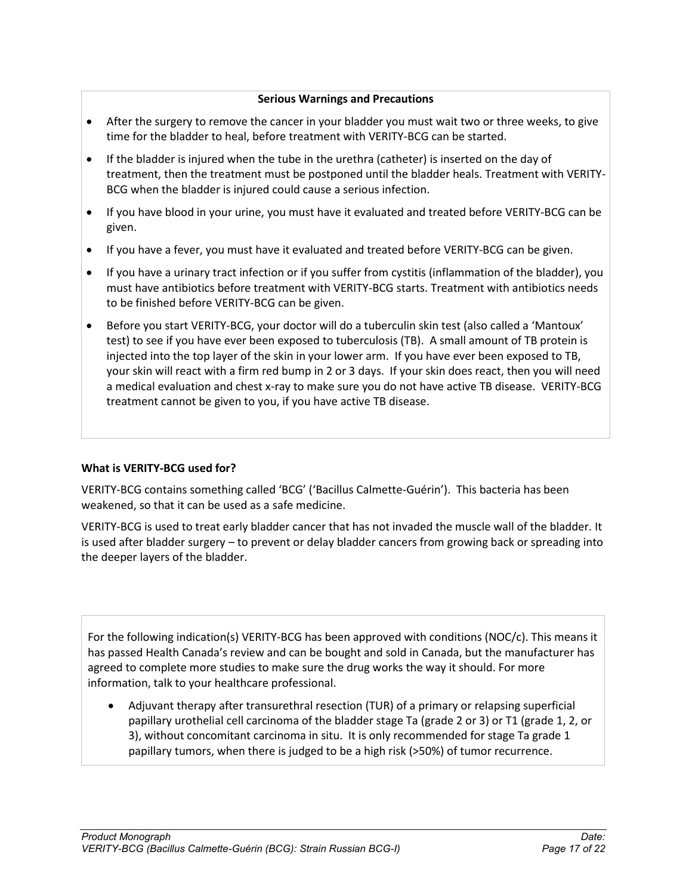**Serious Warnings and Precautions**

- After the surgery to remove the cancer in your bladder you must wait two or three weeks, to give time for the bladder to heal, before treatment with VERITY-BCG can be started.
- If the bladder is injured when the tube in the urethra (catheter) is inserted on the day of treatment, then the treatment must be postponed until the bladder heals. Treatment with VERITY-BCG when the bladder is injured could cause a serious infection.
- If you have blood in your urine, you must have it evaluated and treated before VERITY-BCG can be given.
- If you have a fever, you must have it evaluated and treated before VERITY-BCG can be given.
- If you have a urinary tract infection or if you suffer from cystitis (inflammation of the bladder), you must have antibiotics before treatment with VERITY-BCG starts. Treatment with antibiotics needs to be finished before VERITY-BCG can be given.
- Before you start VERITY-BCG, your doctor will do a tuberculin skin test (also called a 'Mantoux' test) to see if you have ever been exposed to tuberculosis (TB). A small amount of TB protein is injected into the top layer of the skin in your lower arm. If you have ever been exposed to TB, your skin will react with a firm red bump in 2 or 3 days. If your skin does react, then you will need a medical evaluation and chest x-ray to make sure you do not have active TB disease. VERITY-BCG treatment cannot be given to you, if you have active TB disease.

**What is VERITY-BCG used for?**

VERITY-BCG contains something called 'BCG' ('Bacillus Calmette-Guérin'). This bacteria has been weakened, so that it can be used as a safe medicine.

VERITY-BCG is used to treat early bladder cancer that has not invaded the muscle wall of the bladder. It is used after bladder surgery – to prevent or delay bladder cancers from growing back or spreading into the deeper layers of the bladder.

For the following indication(s) VERITY-BCG has been approved with conditions (NOC/c). This means it has passed Health Canada's review and can be bought and sold in Canada, but the manufacturer has agreed to complete more studies to make sure the drug works the way it should. For more information, talk to your healthcare professional.

- Adjuvant therapy after transurethral resection (TUR) of a primary or relapsing superficial papillary urothelial cell carcinoma of the bladder stage Ta (grade 2 or 3) or T1 (grade 1, 2, or 3), without concomitant carcinoma in situ. It is only recommended for stage Ta grade 1 papillary tumors, when there is judged to be a high risk (>50%) of tumor recurrence.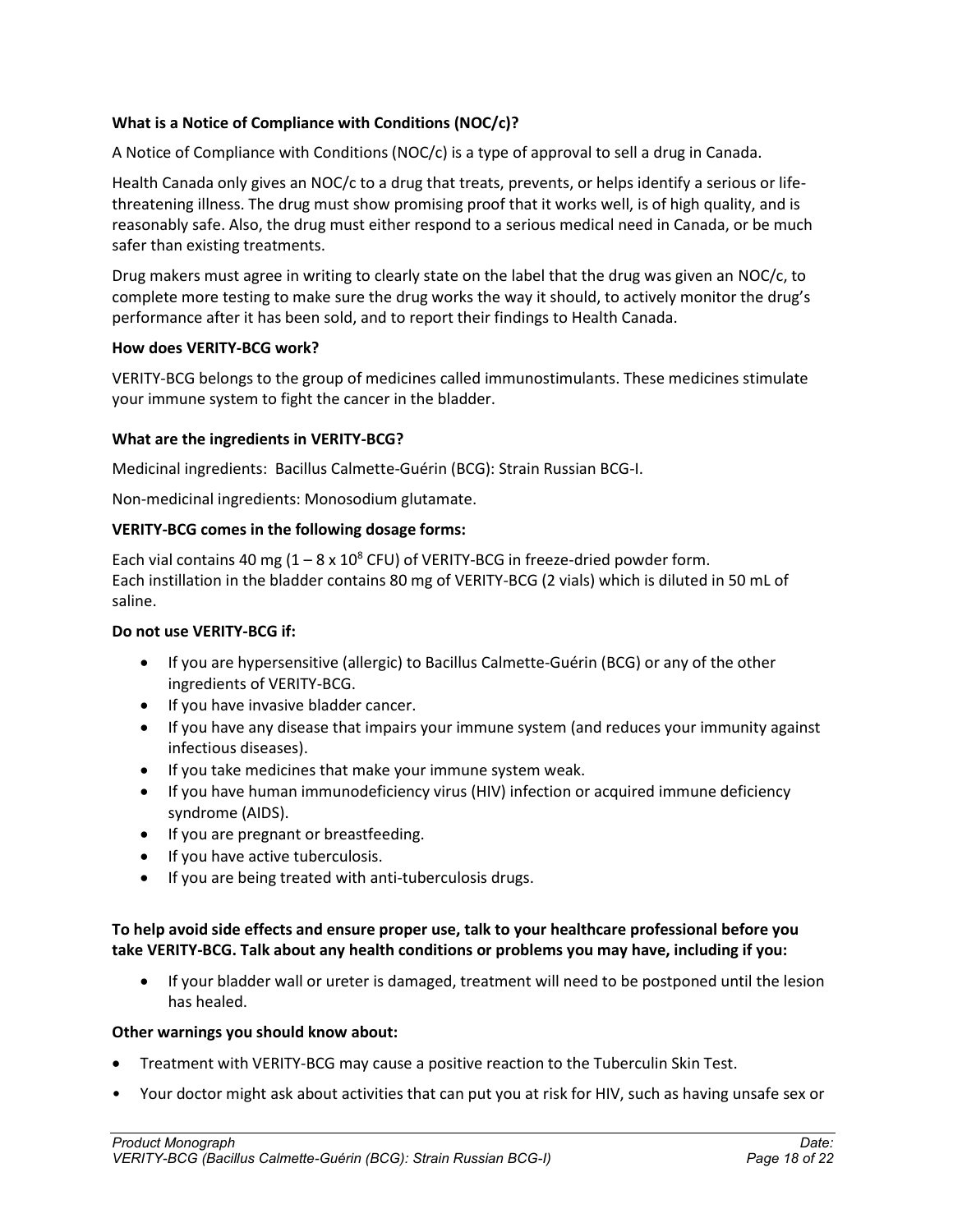**What is a Notice of Compliance with Conditions (NOC/c)?**

A Notice of Compliance with Conditions (NOC/c) is a type of approval to sell a drug in Canada.

Health Canada only gives an NOC/c to a drug that treats, prevents, or helps identify a serious or life-threatening illness. The drug must show promising proof that it works well, is of high quality, and is reasonably safe. Also, the drug must either respond to a serious medical need in Canada, or be much safer than existing treatments.

Drug makers must agree in writing to clearly state on the label that the drug was given an NOC/c, to complete more testing to make sure the drug works the way it should, to actively monitor the drug's performance after it has been sold, and to report their findings to Health Canada.

**How does VERITY-BCG work?**

VERITY-BCG belongs to the group of medicines called immunostimulants. These medicines stimulate your immune system to fight the cancer in the bladder.

**What are the ingredients in VERITY-BCG?**

Medicinal ingredients: Bacillus Calmette-Guérin (BCG): Strain Russian BCG-I.

Non-medicinal ingredients: Monosodium glutamate.

**VERITY-BCG comes in the following dosage forms:**

Each vial contains 40 mg ($1 – 8 \times 10^8$ CFU) of VERITY-BCG in freeze-dried powder form.
Each instillation in the bladder contains 80 mg of VERITY-BCG (2 vials) which is diluted in 50 mL of saline.

**Do not use VERITY-BCG if:**

- If you are hypersensitive (allergic) to Bacillus Calmette-Guérin (BCG) or any of the other ingredients of VERITY-BCG.
- If you have invasive bladder cancer.
- If you have any disease that impairs your immune system (and reduces your immunity against infectious diseases).
- If you take medicines that make your immune system weak.
- If you have human immunodeficiency virus (HIV) infection or acquired immune deficiency syndrome (AIDS).
- If you are pregnant or breastfeeding.
- If you have active tuberculosis.
- If you are being treated with anti-tuberculosis drugs.

**To help avoid side effects and ensure proper use, talk to your healthcare professional before you take VERITY-BCG. Talk about any health conditions or problems you may have, including if you:**

- If your bladder wall or ureter is damaged, treatment will need to be postponed until the lesion has healed.

**Other warnings you should know about:**

- Treatment with VERITY-BCG may cause a positive reaction to the Tuberculin Skin Test.
- Your doctor might ask about activities that can put you at risk for HIV, such as having unsafe sex or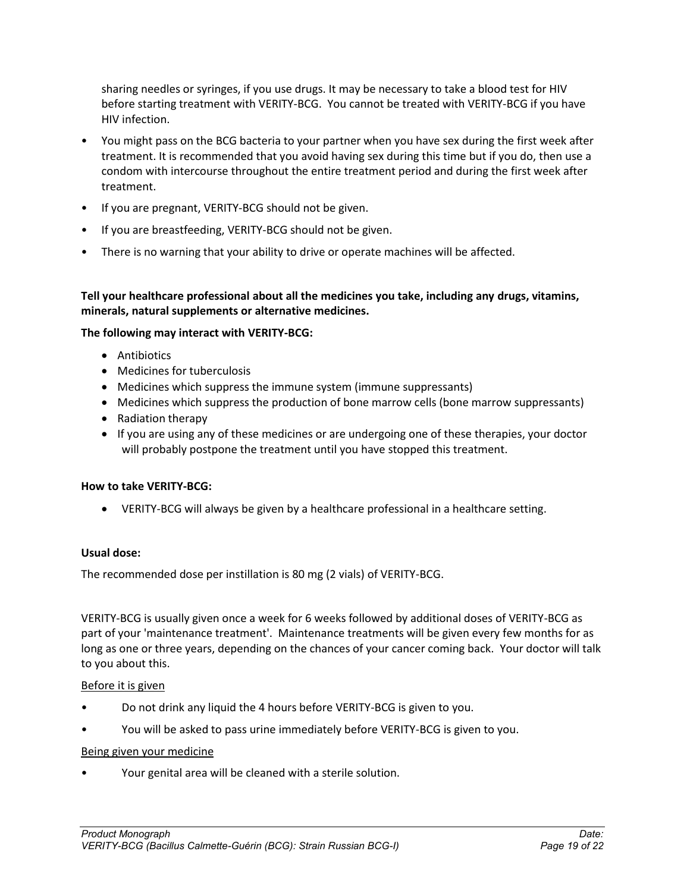sharing needles or syringes, if you use drugs. It may be necessary to take a blood test for HIV before starting treatment with VERITY-BCG. You cannot be treated with VERITY-BCG if you have HIV infection.

- You might pass on the BCG bacteria to your partner when you have sex during the first week after treatment. It is recommended that you avoid having sex during this time but if you do, then use a condom with intercourse throughout the entire treatment period and during the first week after treatment.
- If you are pregnant, VERITY-BCG should not be given.
- If you are breastfeeding, VERITY-BCG should not be given.
- There is no warning that your ability to drive or operate machines will be affected.

**Tell your healthcare professional about all the medicines you take, including any drugs, vitamins, minerals, natural supplements or alternative medicines.**

**The following may interact with VERITY-BCG:**

- Antibiotics
- Medicines for tuberculosis
- Medicines which suppress the immune system (immune suppressants)
- Medicines which suppress the production of bone marrow cells (bone marrow suppressants)
- Radiation therapy
- If you are using any of these medicines or are undergoing one of these therapies, your doctor will probably postpone the treatment until you have stopped this treatment.

**How to take VERITY-BCG:**

- VERITY-BCG will always be given by a healthcare professional in a healthcare setting.

**Usual dose:**

The recommended dose per instillation is 80 mg (2 vials) of VERITY-BCG.

VERITY-BCG is usually given once a week for 6 weeks followed by additional doses of VERITY-BCG as part of your 'maintenance treatment'. Maintenance treatments will be given every few months for as long as one or three years, depending on the chances of your cancer coming back. Your doctor will talk to you about this.

Before it is given

- Do not drink any liquid the 4 hours before VERITY-BCG is given to you.
- You will be asked to pass urine immediately before VERITY-BCG is given to you.

Being given your medicine

- Your genital area will be cleaned with a sterile solution.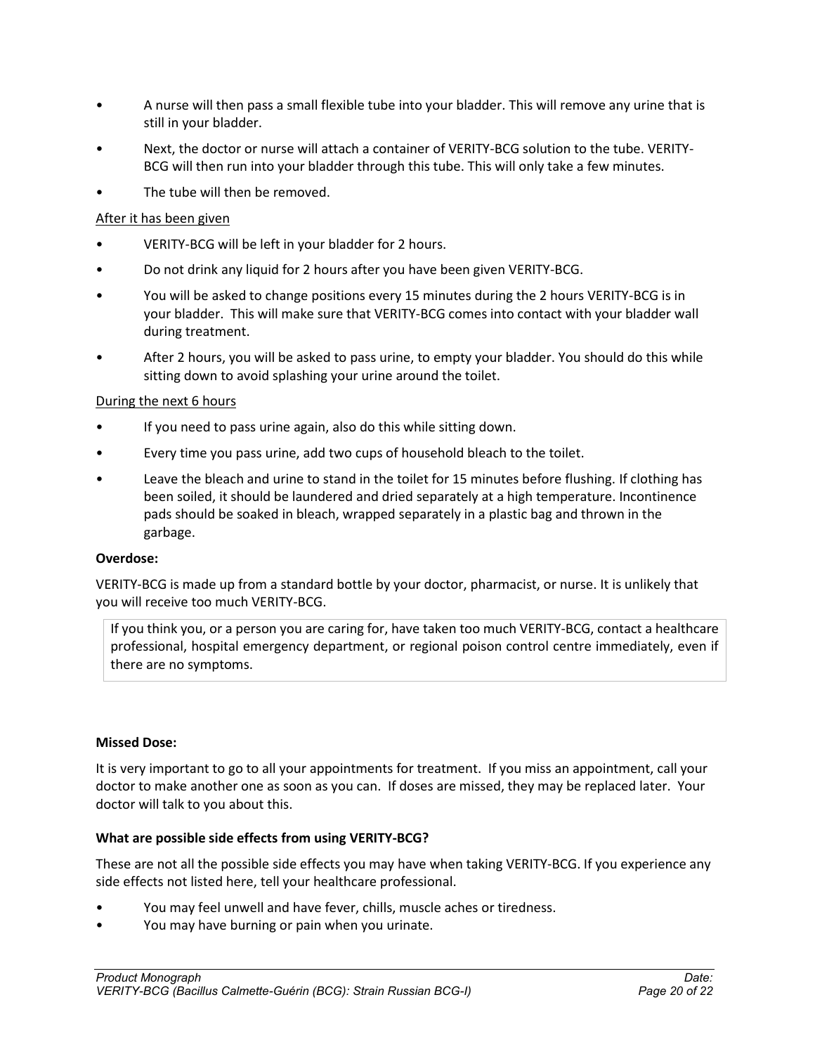- A nurse will then pass a small flexible tube into your bladder. This will remove any urine that is still in your bladder.
- Next, the doctor or nurse will attach a container of VERITY-BCG solution to the tube. VERITY-BCG will then run into your bladder through this tube. This will only take a few minutes.
- The tube will then be removed.

<u>After it has been given</u>

- VERITY-BCG will be left in your bladder for 2 hours.
- Do not drink any liquid for 2 hours after you have been given VERITY-BCG.
- You will be asked to change positions every 15 minutes during the 2 hours VERITY-BCG is in your bladder. This will make sure that VERITY-BCG comes into contact with your bladder wall during treatment.
- After 2 hours, you will be asked to pass urine, to empty your bladder. You should do this while sitting down to avoid splashing your urine around the toilet.

<u>During the next 6 hours</u>

- If you need to pass urine again, also do this while sitting down.
- Every time you pass urine, add two cups of household bleach to the toilet.
- Leave the bleach and urine to stand in the toilet for 15 minutes before flushing. If clothing has been soiled, it should be laundered and dried separately at a high temperature. Incontinence pads should be soaked in bleach, wrapped separately in a plastic bag and thrown in the garbage.

**Overdose:**

VERITY-BCG is made up from a standard bottle by your doctor, pharmacist, or nurse. It is unlikely that you will receive too much VERITY-BCG.

| If you think you, or a person you are caring for, have taken too much VERITY-BCG, contact a healthcare professional, hospital emergency department, or regional poison control centre immediately, even if there are no symptoms. |
|---|

**Missed Dose:**

It is very important to go to all your appointments for treatment. If you miss an appointment, call your doctor to make another one as soon as you can. If doses are missed, they may be replaced later. Your doctor will talk to you about this.

**What are possible side effects from using VERITY-BCG?**

These are not all the possible side effects you may have when taking VERITY-BCG. If you experience any side effects not listed here, tell your healthcare professional.

- You may feel unwell and have fever, chills, muscle aches or tiredness.
- You may have burning or pain when you urinate.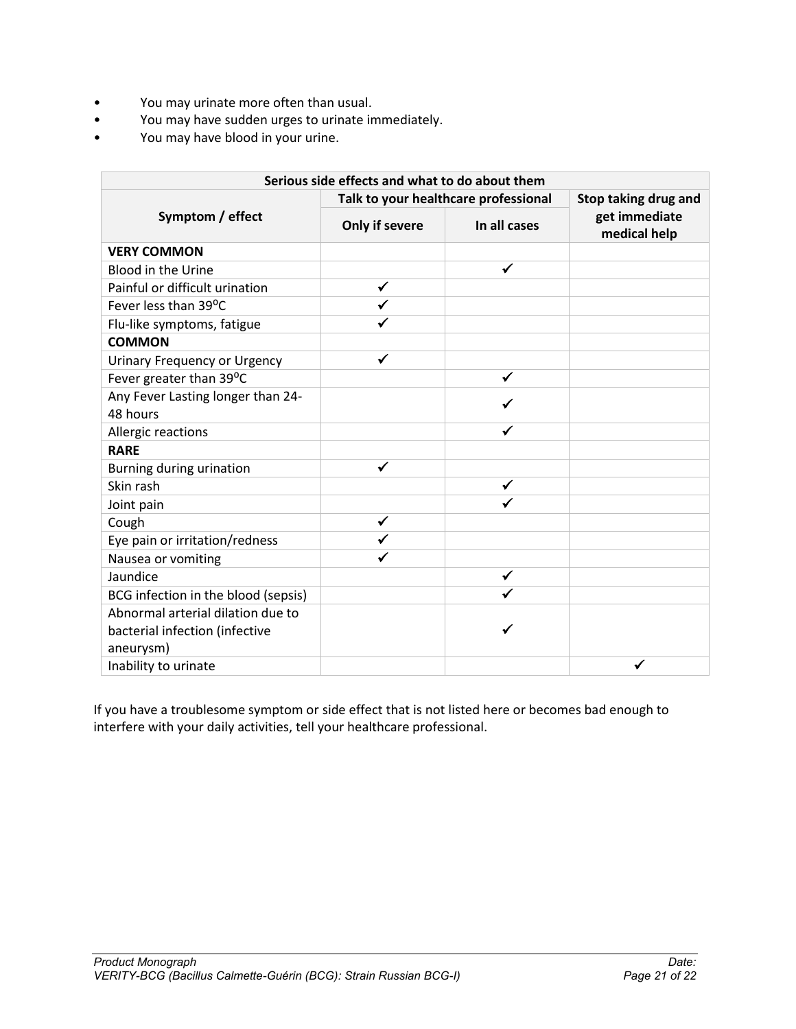- You may urinate more often than usual.
- You may have sudden urges to urinate immediately.
- You may have blood in your urine.

| Serious side effects and what to do about them | | | |
|---|---|---|---|
| Symptom / effect | Talk to your healthcare professional | | Stop taking drug and get immediate medical help |
| | Only if severe | In all cases | |
| **VERY COMMON** | | | |
| Blood in the Urine | | ✓ | |
| Painful or difficult urination | ✓ | | |
| Fever less than 39ºC | ✓ | | |
| Flu-like symptoms, fatigue | ✓ | | |
| **COMMON** | | | |
| Urinary Frequency or Urgency | ✓ | | |
| Fever greater than 39ºC | | ✓ | |
| Any Fever Lasting longer than 24-48 hours | | ✓ | |
| Allergic reactions | | ✓ | |
| **RARE** | | | |
| Burning during urination | ✓ | | |
| Skin rash | | ✓ | |
| Joint pain | | ✓ | |
| Cough | ✓ | | |
| Eye pain or irritation/redness | ✓ | | |
| Nausea or vomiting | ✓ | | |
| Jaundice | | ✓ | |
| BCG infection in the blood (sepsis) | | ✓ | |
| Abnormal arterial dilation due to bacterial infection (infective aneurysm) | | ✓ | |
| Inability to urinate | | | ✓ |

If you have a troublesome symptom or side effect that is not listed here or becomes bad enough to interfere with your daily activities, tell your healthcare professional.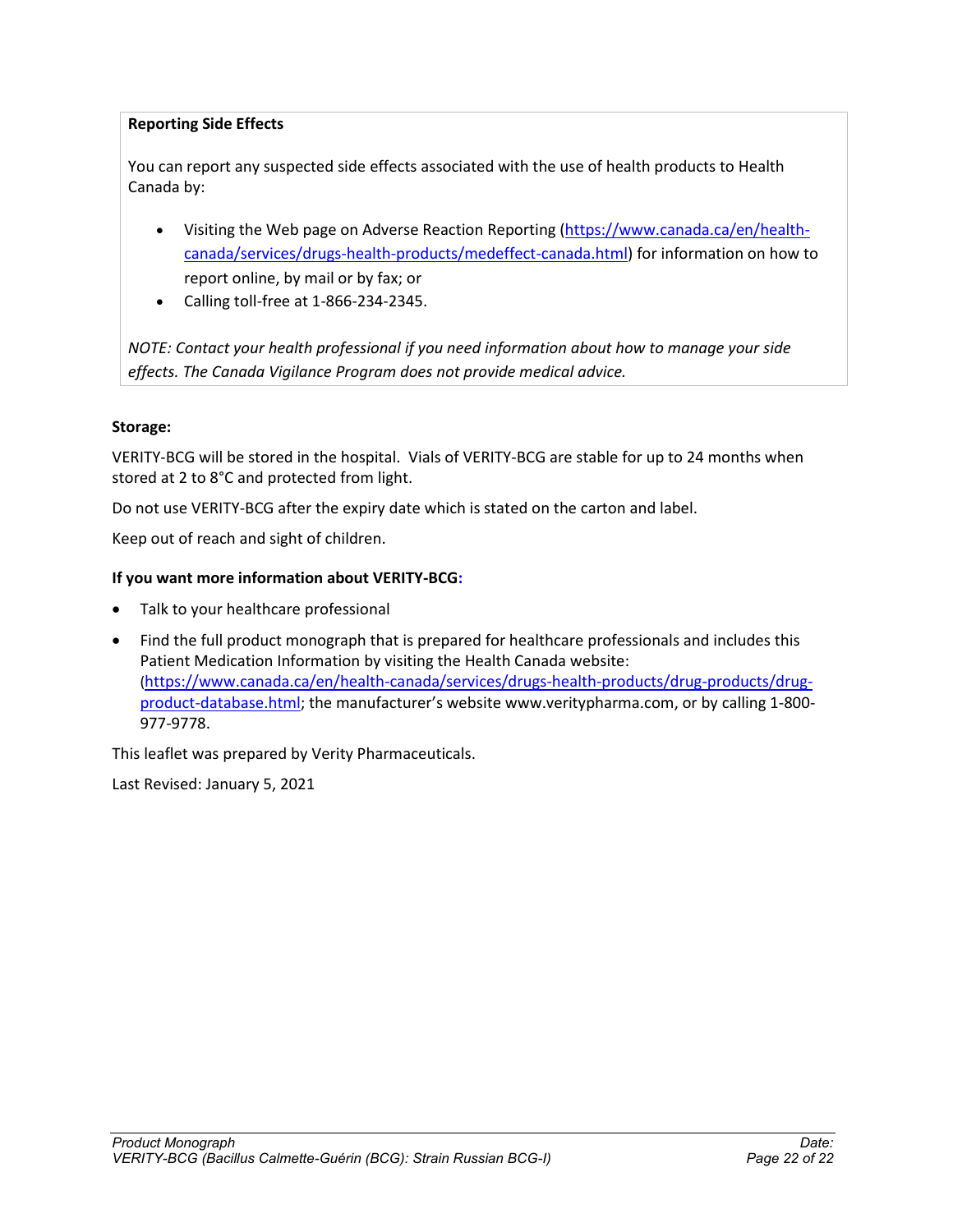**Reporting Side Effects**

You can report any suspected side effects associated with the use of health products to Health Canada by:

- Visiting the Web page on Adverse Reaction Reporting (https://www.canada.ca/en/health-canada/services/drugs-health-products/medeffect-canada.html) for information on how to report online, by mail or by fax; or
- Calling toll-free at 1-866-234-2345.

*NOTE: Contact your health professional if you need information about how to manage your side effects. The Canada Vigilance Program does not provide medical advice.*

**Storage:**

VERITY-BCG will be stored in the hospital. Vials of VERITY-BCG are stable for up to 24 months when stored at 2 to 8°C and protected from light.

Do not use VERITY-BCG after the expiry date which is stated on the carton and label.

Keep out of reach and sight of children.

**If you want more information about VERITY-BCG:**

- Talk to your healthcare professional
- Find the full product monograph that is prepared for healthcare professionals and includes this Patient Medication Information by visiting the Health Canada website: (https://www.canada.ca/en/health-canada/services/drugs-health-products/drug-products/drug-product-database.html; the manufacturer's website www.veritypharma.com, or by calling 1-800-977-9778.

This leaflet was prepared by Verity Pharmaceuticals.

Last Revised: January 5, 2021